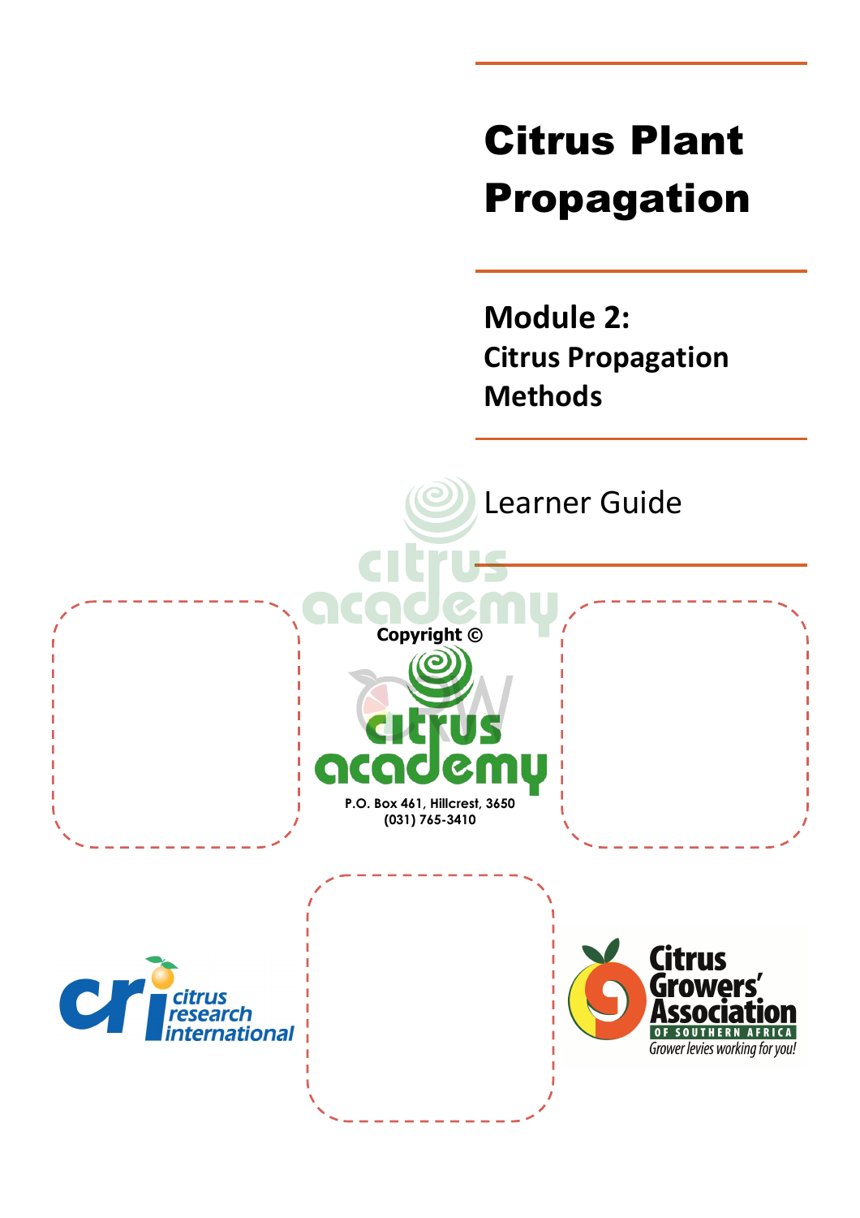# Citrus Plant Propagation

## Module 2: Citrus Propagation Methods

Learner Guide

Copyright ©

P.O. Box 461, Hillcrest, 3650
(031) 765-3410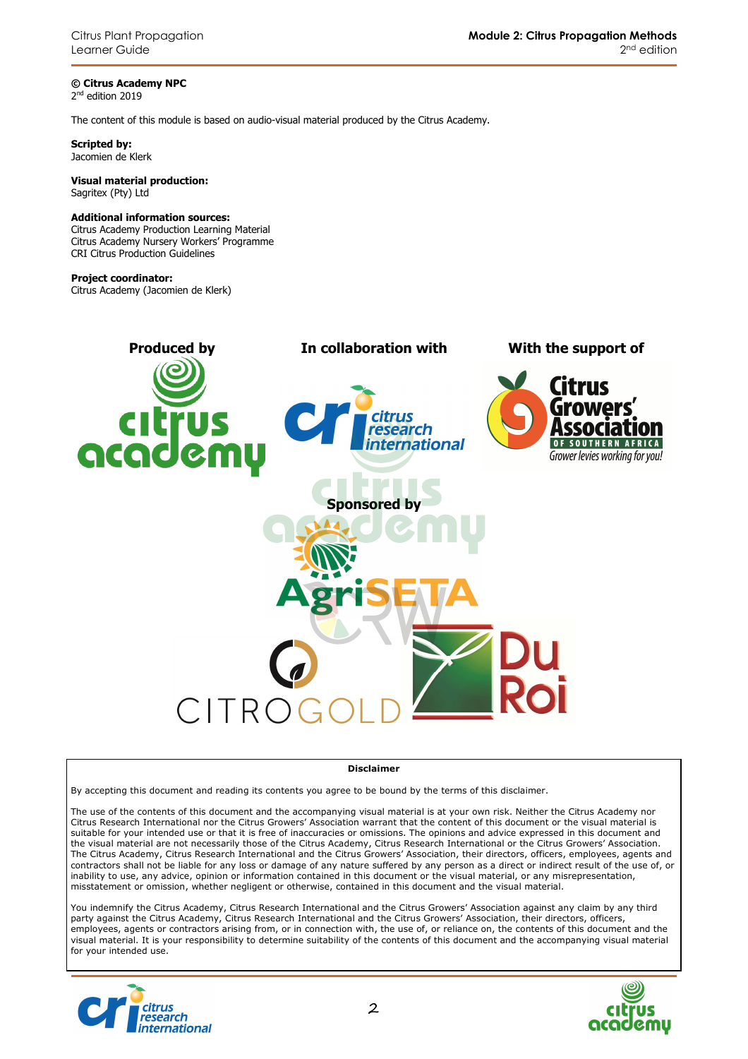**© Citrus Academy NPC**
2nd edition 2019

The content of this module is based on audio-visual material produced by the Citrus Academy.

**Scripted by:**
Jacomien de Klerk

**Visual material production:**
Sagritex (Pty) Ltd

**Additional information sources:**
Citrus Academy Production Learning Material
Citrus Academy Nursery Workers' Programme
CRI Citrus Production Guidelines

**Project coordinator:**
Citrus Academy (Jacomien de Klerk)

**Produced by** **In collaboration with** **With the support of**

**Sponsored by**

**Disclaimer**

By accepting this document and reading its contents you agree to be bound by the terms of this disclaimer.

The use of the contents of this document and the accompanying visual material is at your own risk. Neither the Citrus Academy nor Citrus Research International nor the Citrus Growers' Association warrant that the content of this document or the visual material is suitable for your intended use or that it is free of inaccuracies or omissions. The opinions and advice expressed in this document and the visual material are not necessarily those of the Citrus Academy, Citrus Research International or the Citrus Growers' Association. The Citrus Academy, Citrus Research International and the Citrus Growers' Association, their directors, officers, employees, agents and contractors shall not be liable for any loss or damage of any nature suffered by any person as a direct or indirect result of the use of, or inability to use, any advice, opinion or information contained in this document or the visual material, or any misrepresentation, misstatement or omission, whether negligent or otherwise, contained in this document and the visual material.

You indemnify the Citrus Academy, Citrus Research International and the Citrus Growers' Association against any claim by any third party against the Citrus Academy, Citrus Research International and the Citrus Growers' Association, their directors, officers, employees, agents or contractors arising from, or in connection with, the use of, or reliance on, the contents of this document and the visual material. It is your responsibility to determine suitability of the contents of this document and the accompanying visual material for your intended use.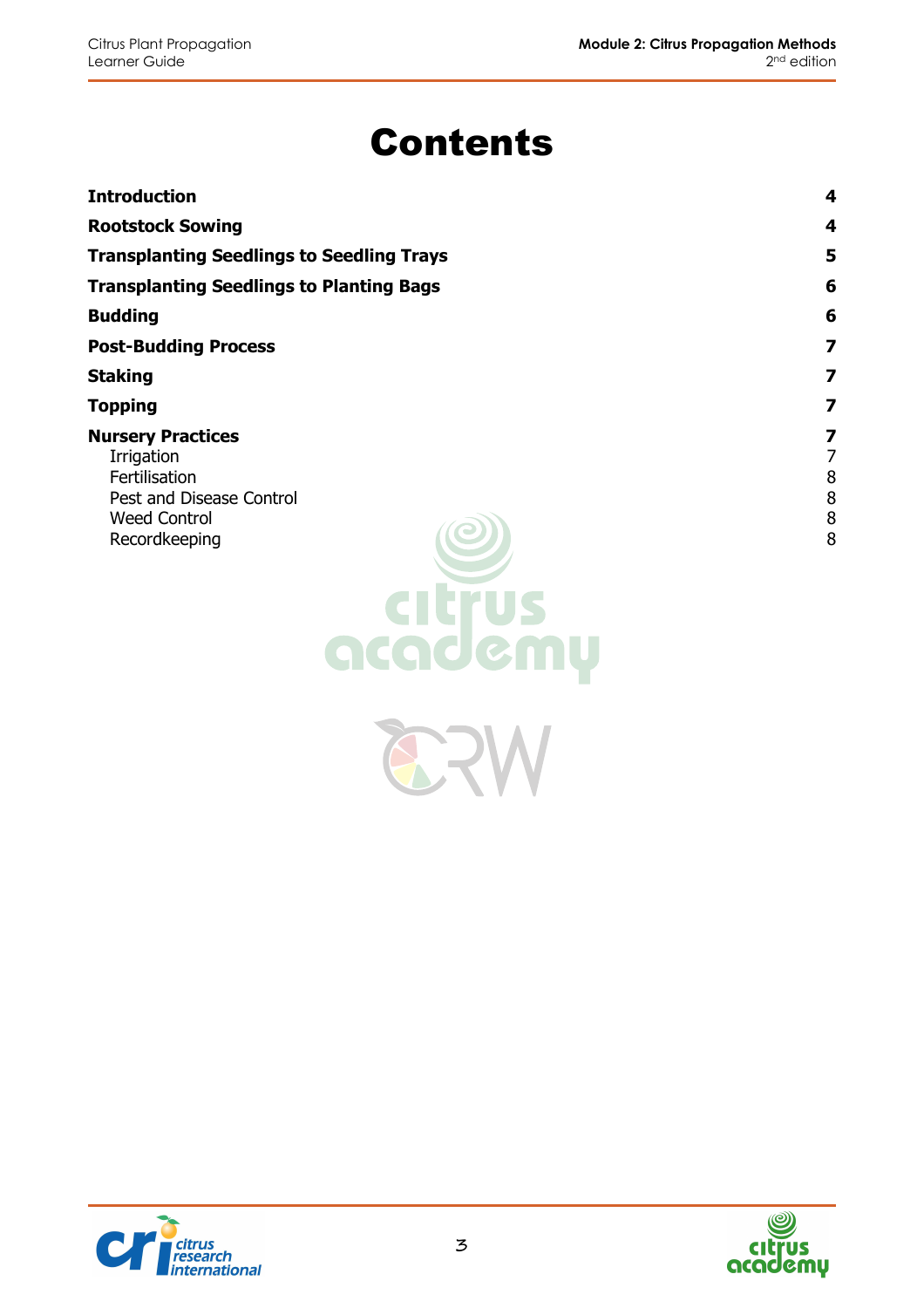# Contents

| | |
|---|---|
| **Introduction** | **4** |
| **Rootstock Sowing** | **4** |
| **Transplanting Seedlings to Seedling Trays** | **5** |
| **Transplanting Seedlings to Planting Bags** | **6** |
| **Budding** | **6** |
| **Post-Budding Process** | **7** |
| **Staking** | **7** |
| **Topping** | **7** |
| **Nursery Practices** | **7** |
| Irrigation | 7 |
| Fertilisation | 8 |
| Pest and Disease Control | 8 |
| Weed Control | 8 |
| Recordkeeping | 8 |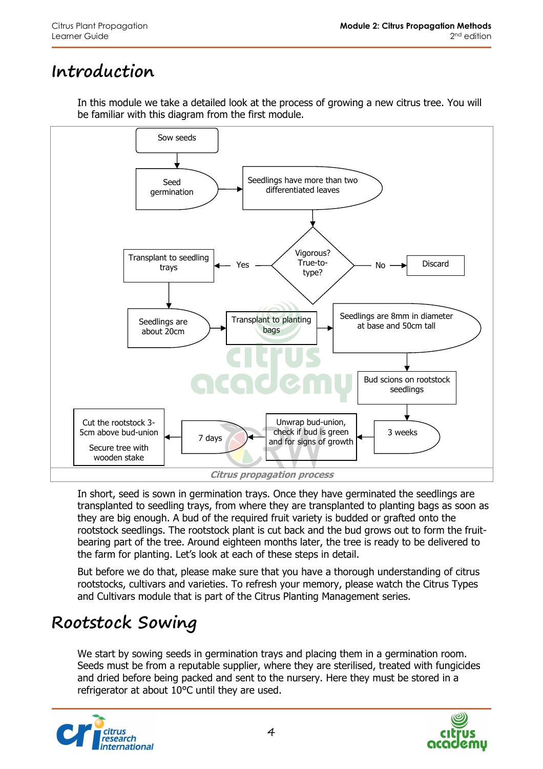# Introduction

In this module we take a detailed look at the process of growing a new citrus tree. You will be familiar with this diagram from the first module.

- Sow seeds
- Seed germination
- Seedlings have more than two differentiated leaves
- Vigorous? True-to-type?
  - No → Discard
  - Yes → Transplant to seedling trays
- Seedlings are about 20cm
- Transplant to planting bags
- Seedlings are 8mm in diameter at base and 50cm tall
- Bud scions on rootstock seedlings
- 3 weeks
- Unwrap bud-union, check if bud is green and for signs of growth
- 7 days
- Cut the rootstock 3-5cm above bud-union

  Secure tree with wooden stake

*Citrus propagation process*

In short, seed is sown in germination trays. Once they have germinated the seedlings are transplanted to seedling trays, from where they are transplanted to planting bags as soon as they are big enough. A bud of the required fruit variety is budded or grafted onto the rootstock seedlings. The rootstock plant is cut back and the bud grows out to form the fruit-bearing part of the tree. Around eighteen months later, the tree is ready to be delivered to the farm for planting. Let's look at each of these steps in detail.

But before we do that, please make sure that you have a thorough understanding of citrus rootstocks, cultivars and varieties. To refresh your memory, please watch the Citrus Types and Cultivars module that is part of the Citrus Planting Management series.

# Rootstock Sowing

We start by sowing seeds in germination trays and placing them in a germination room. Seeds must be from a reputable supplier, where they are sterilised, treated with fungicides and dried before being packed and sent to the nursery. Here they must be stored in a refrigerator at about 10°C until they are used.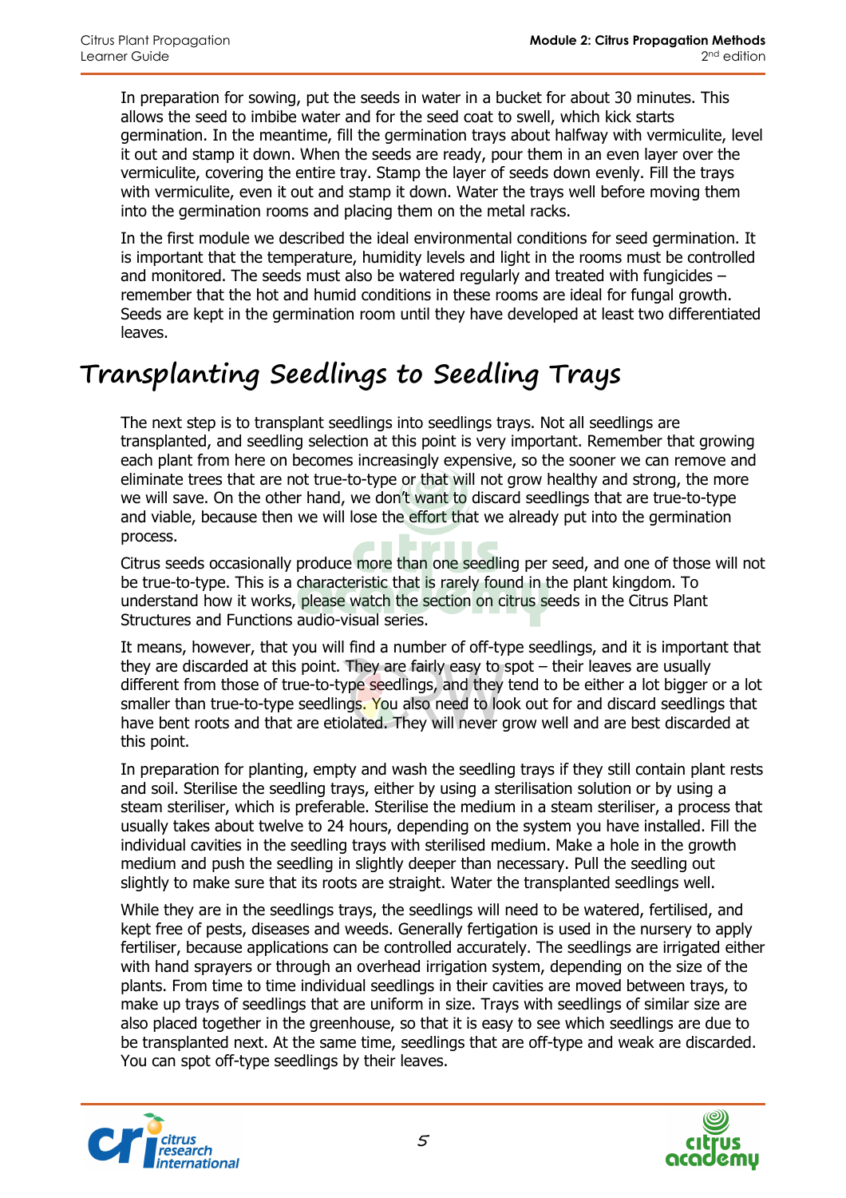In preparation for sowing, put the seeds in water in a bucket for about 30 minutes. This allows the seed to imbibe water and for the seed coat to swell, which kick starts germination. In the meantime, fill the germination trays about halfway with vermiculite, level it out and stamp it down. When the seeds are ready, pour them in an even layer over the vermiculite, covering the entire tray. Stamp the layer of seeds down evenly. Fill the trays with vermiculite, even it out and stamp it down. Water the trays well before moving them into the germination rooms and placing them on the metal racks.

In the first module we described the ideal environmental conditions for seed germination. It is important that the temperature, humidity levels and light in the rooms must be controlled and monitored. The seeds must also be watered regularly and treated with fungicides – remember that the hot and humid conditions in these rooms are ideal for fungal growth. Seeds are kept in the germination room until they have developed at least two differentiated leaves.

## Transplanting Seedlings to Seedling Trays

The next step is to transplant seedlings into seedlings trays. Not all seedlings are transplanted, and seedling selection at this point is very important. Remember that growing each plant from here on becomes increasingly expensive, so the sooner we can remove and eliminate trees that are not true-to-type or that will not grow healthy and strong, the more we will save. On the other hand, we don't want to discard seedlings that are true-to-type and viable, because then we will lose the effort that we already put into the germination process.

Citrus seeds occasionally produce more than one seedling per seed, and one of those will not be true-to-type. This is a characteristic that is rarely found in the plant kingdom. To understand how it works, please watch the section on citrus seeds in the Citrus Plant Structures and Functions audio-visual series.

It means, however, that you will find a number of off-type seedlings, and it is important that they are discarded at this point. They are fairly easy to spot – their leaves are usually different from those of true-to-type seedlings, and they tend to be either a lot bigger or a lot smaller than true-to-type seedlings. You also need to look out for and discard seedlings that have bent roots and that are etiolated. They will never grow well and are best discarded at this point.

In preparation for planting, empty and wash the seedling trays if they still contain plant rests and soil. Sterilise the seedling trays, either by using a sterilisation solution or by using a steam steriliser, which is preferable. Sterilise the medium in a steam steriliser, a process that usually takes about twelve to 24 hours, depending on the system you have installed. Fill the individual cavities in the seedling trays with sterilised medium. Make a hole in the growth medium and push the seedling in slightly deeper than necessary. Pull the seedling out slightly to make sure that its roots are straight. Water the transplanted seedlings well.

While they are in the seedlings trays, the seedlings will need to be watered, fertilised, and kept free of pests, diseases and weeds. Generally fertigation is used in the nursery to apply fertiliser, because applications can be controlled accurately. The seedlings are irrigated either with hand sprayers or through an overhead irrigation system, depending on the size of the plants. From time to time individual seedlings in their cavities are moved between trays, to make up trays of seedlings that are uniform in size. Trays with seedlings of similar size are also placed together in the greenhouse, so that it is easy to see which seedlings are due to be transplanted next. At the same time, seedlings that are off-type and weak are discarded. You can spot off-type seedlings by their leaves.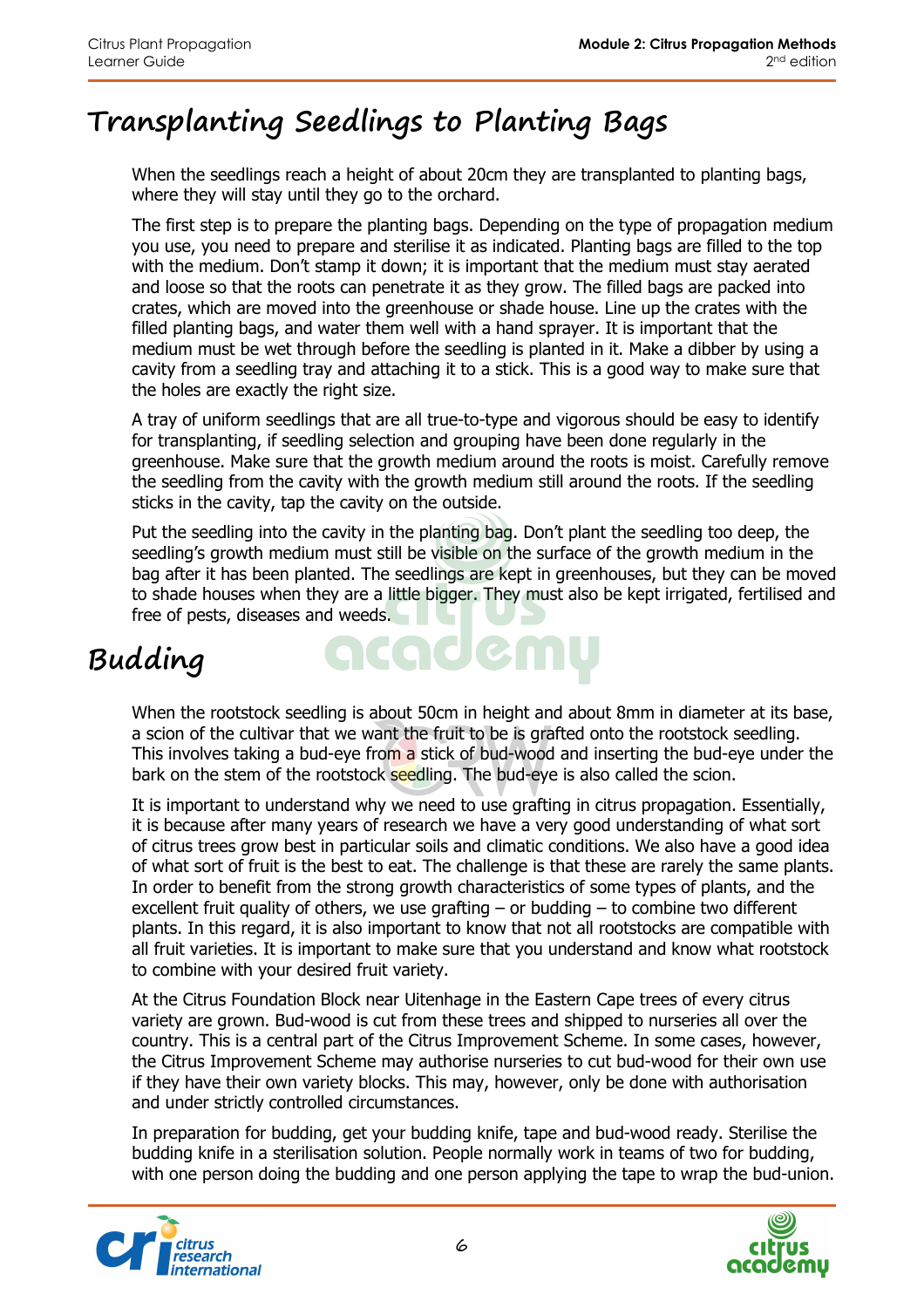# Transplanting Seedlings to Planting Bags

When the seedlings reach a height of about 20cm they are transplanted to planting bags, where they will stay until they go to the orchard.

The first step is to prepare the planting bags. Depending on the type of propagation medium you use, you need to prepare and sterilise it as indicated. Planting bags are filled to the top with the medium. Don't stamp it down; it is important that the medium must stay aerated and loose so that the roots can penetrate it as they grow. The filled bags are packed into crates, which are moved into the greenhouse or shade house. Line up the crates with the filled planting bags, and water them well with a hand sprayer. It is important that the medium must be wet through before the seedling is planted in it. Make a dibber by using a cavity from a seedling tray and attaching it to a stick. This is a good way to make sure that the holes are exactly the right size.

A tray of uniform seedlings that are all true-to-type and vigorous should be easy to identify for transplanting, if seedling selection and grouping have been done regularly in the greenhouse. Make sure that the growth medium around the roots is moist. Carefully remove the seedling from the cavity with the growth medium still around the roots. If the seedling sticks in the cavity, tap the cavity on the outside.

Put the seedling into the cavity in the planting bag. Don't plant the seedling too deep, the seedling's growth medium must still be visible on the surface of the growth medium in the bag after it has been planted. The seedlings are kept in greenhouses, but they can be moved to shade houses when they are a little bigger. They must also be kept irrigated, fertilised and free of pests, diseases and weeds.

# Budding

When the rootstock seedling is about 50cm in height and about 8mm in diameter at its base, a scion of the cultivar that we want the fruit to be is grafted onto the rootstock seedling. This involves taking a bud-eye from a stick of bud-wood and inserting the bud-eye under the bark on the stem of the rootstock seedling. The bud-eye is also called the scion.

It is important to understand why we need to use grafting in citrus propagation. Essentially, it is because after many years of research we have a very good understanding of what sort of citrus trees grow best in particular soils and climatic conditions. We also have a good idea of what sort of fruit is the best to eat. The challenge is that these are rarely the same plants. In order to benefit from the strong growth characteristics of some types of plants, and the excellent fruit quality of others, we use grafting – or budding – to combine two different plants. In this regard, it is also important to know that not all rootstocks are compatible with all fruit varieties. It is important to make sure that you understand and know what rootstock to combine with your desired fruit variety.

At the Citrus Foundation Block near Uitenhage in the Eastern Cape trees of every citrus variety are grown. Bud-wood is cut from these trees and shipped to nurseries all over the country. This is a central part of the Citrus Improvement Scheme. In some cases, however, the Citrus Improvement Scheme may authorise nurseries to cut bud-wood for their own use if they have their own variety blocks. This may, however, only be done with authorisation and under strictly controlled circumstances.

In preparation for budding, get your budding knife, tape and bud-wood ready. Sterilise the budding knife in a sterilisation solution. People normally work in teams of two for budding, with one person doing the budding and one person applying the tape to wrap the bud-union.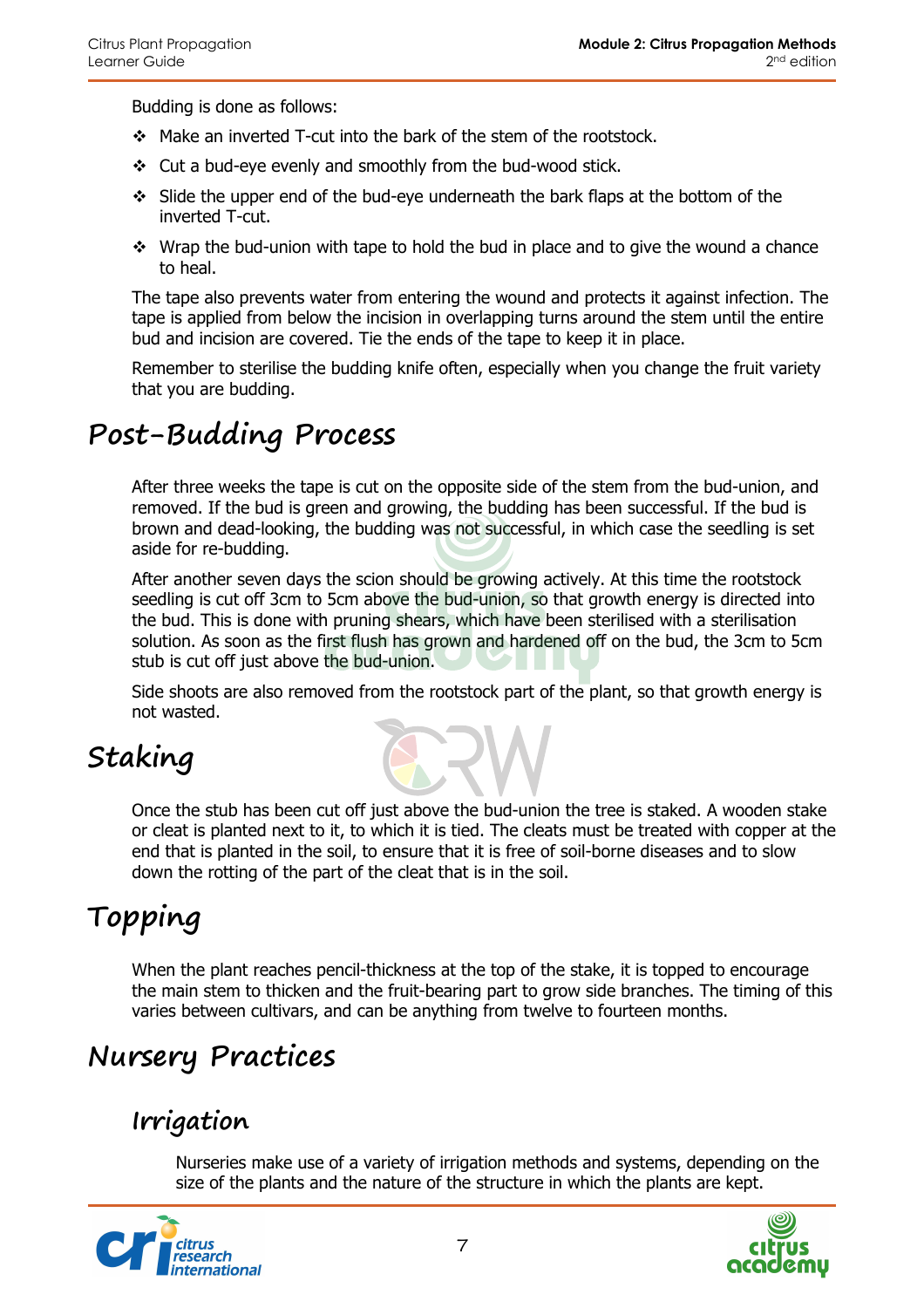Budding is done as follows:

- Make an inverted T-cut into the bark of the stem of the rootstock.
- Cut a bud-eye evenly and smoothly from the bud-wood stick.
- Slide the upper end of the bud-eye underneath the bark flaps at the bottom of the inverted T-cut.
- Wrap the bud-union with tape to hold the bud in place and to give the wound a chance to heal.

The tape also prevents water from entering the wound and protects it against infection. The tape is applied from below the incision in overlapping turns around the stem until the entire bud and incision are covered. Tie the ends of the tape to keep it in place.

Remember to sterilise the budding knife often, especially when you change the fruit variety that you are budding.

# Post-Budding Process

After three weeks the tape is cut on the opposite side of the stem from the bud-union, and removed. If the bud is green and growing, the budding has been successful. If the bud is brown and dead-looking, the budding was not successful, in which case the seedling is set aside for re-budding.

After another seven days the scion should be growing actively. At this time the rootstock seedling is cut off 3cm to 5cm above the bud-union, so that growth energy is directed into the bud. This is done with pruning shears, which have been sterilised with a sterilisation solution. As soon as the first flush has grown and hardened off on the bud, the 3cm to 5cm stub is cut off just above the bud-union.

Side shoots are also removed from the rootstock part of the plant, so that growth energy is not wasted.

# Staking

Once the stub has been cut off just above the bud-union the tree is staked. A wooden stake or cleat is planted next to it, to which it is tied. The cleats must be treated with copper at the end that is planted in the soil, to ensure that it is free of soil-borne diseases and to slow down the rotting of the part of the cleat that is in the soil.

# Topping

When the plant reaches pencil-thickness at the top of the stake, it is topped to encourage the main stem to thicken and the fruit-bearing part to grow side branches. The timing of this varies between cultivars, and can be anything from twelve to fourteen months.

# Nursery Practices

## Irrigation

Nurseries make use of a variety of irrigation methods and systems, depending on the size of the plants and the nature of the structure in which the plants are kept.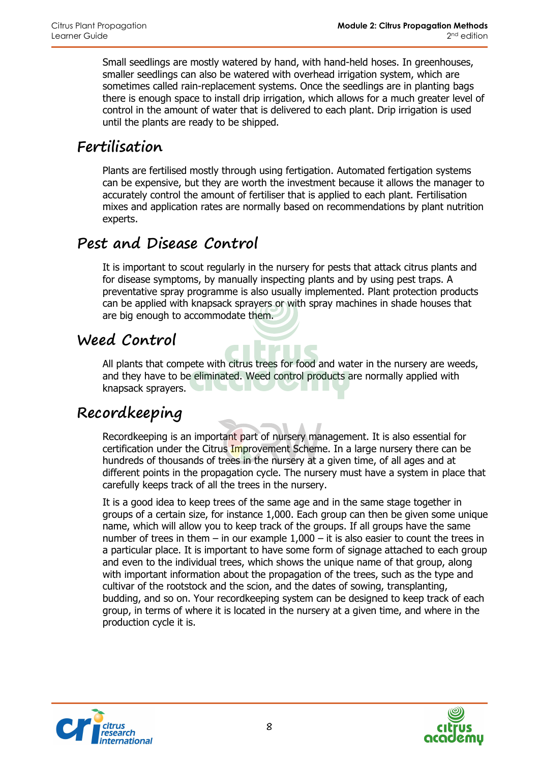Small seedlings are mostly watered by hand, with hand-held hoses. In greenhouses, smaller seedlings can also be watered with overhead irrigation system, which are sometimes called rain-replacement systems. Once the seedlings are in planting bags there is enough space to install drip irrigation, which allows for a much greater level of control in the amount of water that is delivered to each plant. Drip irrigation is used until the plants are ready to be shipped.

## Fertilisation

Plants are fertilised mostly through using fertigation. Automated fertigation systems can be expensive, but they are worth the investment because it allows the manager to accurately control the amount of fertiliser that is applied to each plant. Fertilisation mixes and application rates are normally based on recommendations by plant nutrition experts.

## Pest and Disease Control

It is important to scout regularly in the nursery for pests that attack citrus plants and for disease symptoms, by manually inspecting plants and by using pest traps. A preventative spray programme is also usually implemented. Plant protection products can be applied with knapsack sprayers or with spray machines in shade houses that are big enough to accommodate them.

## Weed Control

All plants that compete with citrus trees for food and water in the nursery are weeds, and they have to be eliminated. Weed control products are normally applied with knapsack sprayers.

## Recordkeeping

Recordkeeping is an important part of nursery management. It is also essential for certification under the Citrus Improvement Scheme. In a large nursery there can be hundreds of thousands of trees in the nursery at a given time, of all ages and at different points in the propagation cycle. The nursery must have a system in place that carefully keeps track of all the trees in the nursery.

It is a good idea to keep trees of the same age and in the same stage together in groups of a certain size, for instance 1,000. Each group can then be given some unique name, which will allow you to keep track of the groups. If all groups have the same number of trees in them – in our example 1,000 – it is also easier to count the trees in a particular place. It is important to have some form of signage attached to each group and even to the individual trees, which shows the unique name of that group, along with important information about the propagation of the trees, such as the type and cultivar of the rootstock and the scion, and the dates of sowing, transplanting, budding, and so on. Your recordkeeping system can be designed to keep track of each group, in terms of where it is located in the nursery at a given time, and where in the production cycle it is.